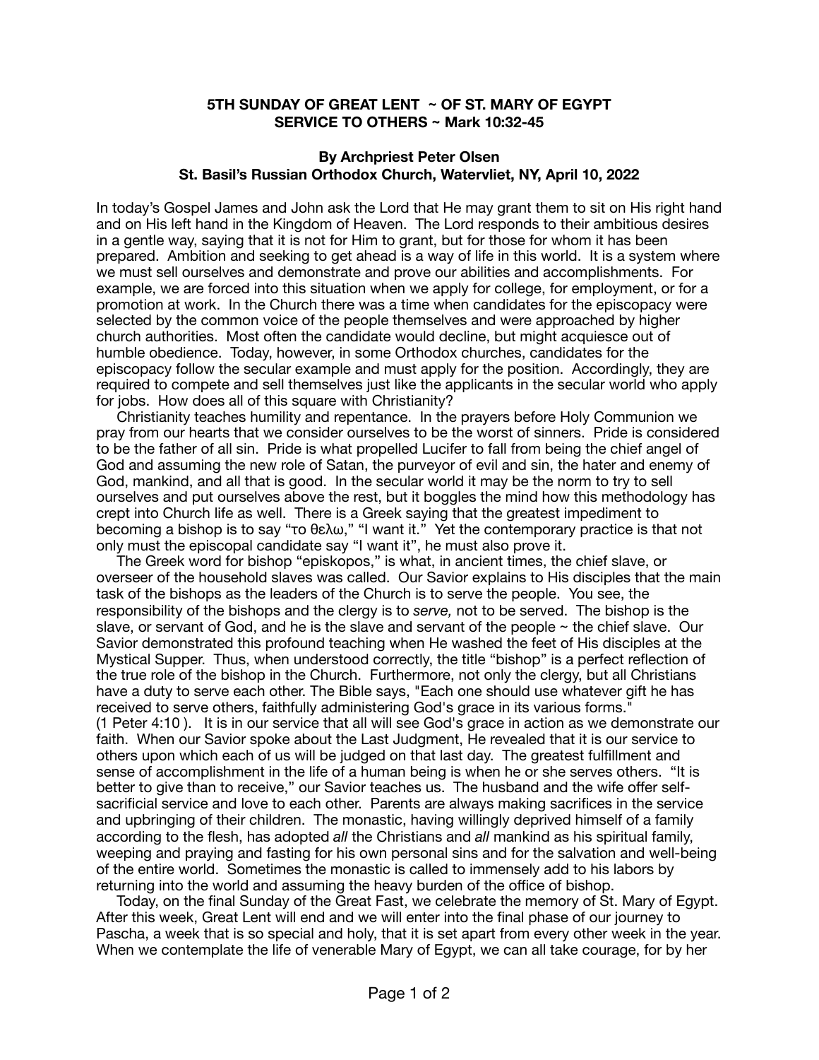**5TH SUNDAY OF GREAT LENT ~ OF ST. MARY OF EGYPT**
**SERVICE TO OTHERS ~ Mark 10:32-45**

**By Archpriest Peter Olsen**
**St. Basil's Russian Orthodox Church, Watervliet, NY, April 10, 2022**

In today's Gospel James and John ask the Lord that He may grant them to sit on His right hand and on His left hand in the Kingdom of Heaven. The Lord responds to their ambitious desires in a gentle way, saying that it is not for Him to grant, but for those for whom it has been prepared. Ambition and seeking to get ahead is a way of life in this world. It is a system where we must sell ourselves and demonstrate and prove our abilities and accomplishments. For example, we are forced into this situation when we apply for college, for employment, or for a promotion at work. In the Church there was a time when candidates for the episcopacy were selected by the common voice of the people themselves and were approached by higher church authorities. Most often the candidate would decline, but might acquiesce out of humble obedience. Today, however, in some Orthodox churches, candidates for the episcopacy follow the secular example and must apply for the position. Accordingly, they are required to compete and sell themselves just like the applicants in the secular world who apply for jobs. How does all of this square with Christianity?

Christianity teaches humility and repentance. In the prayers before Holy Communion we pray from our hearts that we consider ourselves to be the worst of sinners. Pride is considered to be the father of all sin. Pride is what propelled Lucifer to fall from being the chief angel of God and assuming the new role of Satan, the purveyor of evil and sin, the hater and enemy of God, mankind, and all that is good. In the secular world it may be the norm to try to sell ourselves and put ourselves above the rest, but it boggles the mind how this methodology has crept into Church life as well. There is a Greek saying that the greatest impediment to becoming a bishop is to say "το θελω," "I want it." Yet the contemporary practice is that not only must the episcopal candidate say "I want it", he must also prove it.

The Greek word for bishop "episkopos," is what, in ancient times, the chief slave, or overseer of the household slaves was called. Our Savior explains to His disciples that the main task of the bishops as the leaders of the Church is to serve the people. You see, the responsibility of the bishops and the clergy is to *serve,* not to be served. The bishop is the slave, or servant of God, and he is the slave and servant of the people ~ the chief slave. Our Savior demonstrated this profound teaching when He washed the feet of His disciples at the Mystical Supper. Thus, when understood correctly, the title "bishop" is a perfect reflection of the true role of the bishop in the Church. Furthermore, not only the clergy, but all Christians have a duty to serve each other. The Bible says, "Each one should use whatever gift he has received to serve others, faithfully administering God's grace in its various forms." (1 Peter 4:10 ). It is in our service that all will see God's grace in action as we demonstrate our faith. When our Savior spoke about the Last Judgment, He revealed that it is our service to others upon which each of us will be judged on that last day. The greatest fulfillment and sense of accomplishment in the life of a human being is when he or she serves others. "It is better to give than to receive," our Savior teaches us. The husband and the wife offer self-sacrificial service and love to each other. Parents are always making sacrifices in the service and upbringing of their children. The monastic, having willingly deprived himself of a family according to the flesh, has adopted *all* the Christians and *all* mankind as his spiritual family, weeping and praying and fasting for his own personal sins and for the salvation and well-being of the entire world. Sometimes the monastic is called to immensely add to his labors by returning into the world and assuming the heavy burden of the office of bishop.

Today, on the final Sunday of the Great Fast, we celebrate the memory of St. Mary of Egypt. After this week, Great Lent will end and we will enter into the final phase of our journey to Pascha, a week that is so special and holy, that it is set apart from every other week in the year. When we contemplate the life of venerable Mary of Egypt, we can all take courage, for by her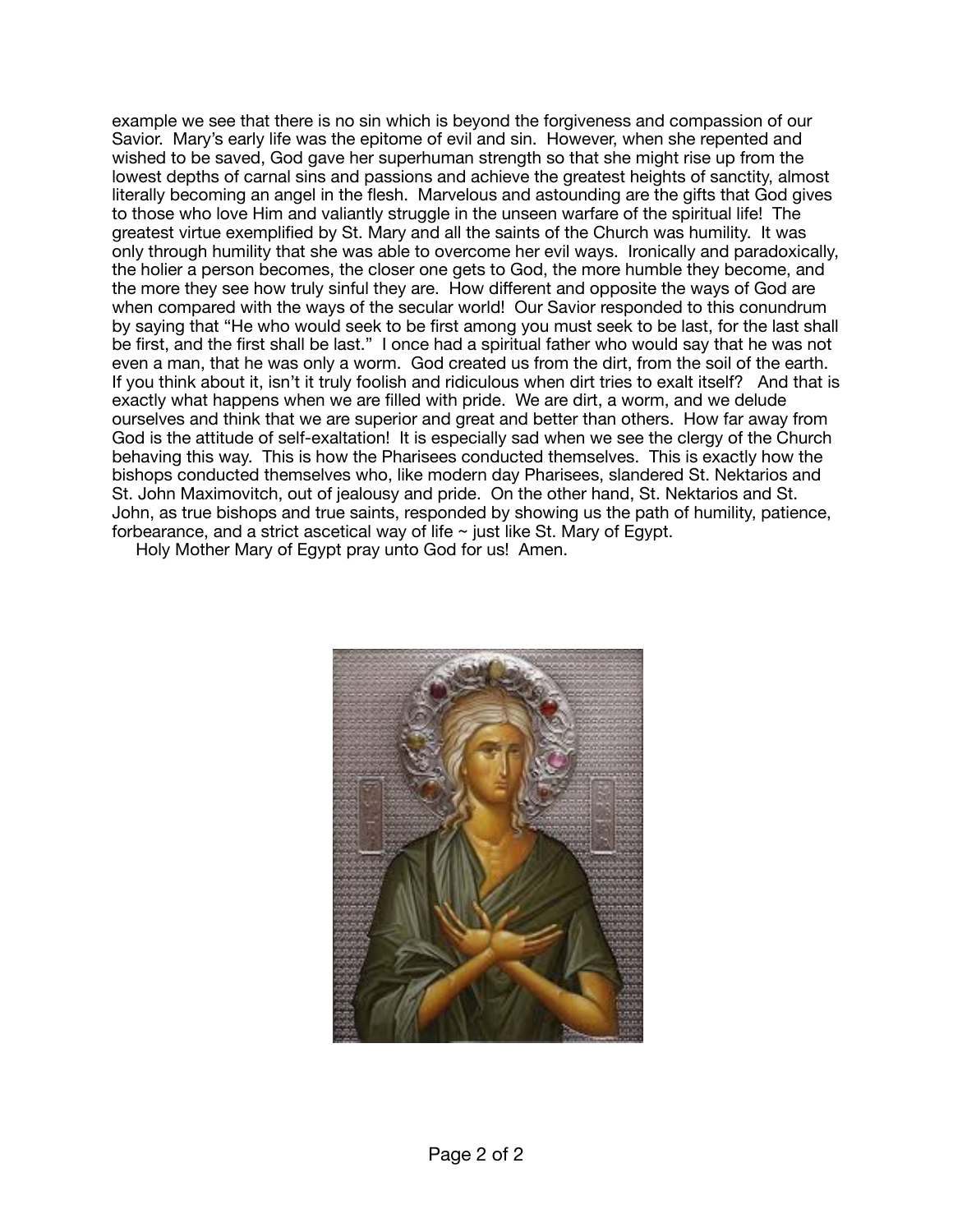example we see that there is no sin which is beyond the forgiveness and compassion of our Savior. Mary's early life was the epitome of evil and sin. However, when she repented and wished to be saved, God gave her superhuman strength so that she might rise up from the lowest depths of carnal sins and passions and achieve the greatest heights of sanctity, almost literally becoming an angel in the flesh. Marvelous and astounding are the gifts that God gives to those who love Him and valiantly struggle in the unseen warfare of the spiritual life! The greatest virtue exemplified by St. Mary and all the saints of the Church was humility. It was only through humility that she was able to overcome her evil ways. Ironically and paradoxically, the holier a person becomes, the closer one gets to God, the more humble they become, and the more they see how truly sinful they are. How different and opposite the ways of God are when compared with the ways of the secular world! Our Savior responded to this conundrum by saying that "He who would seek to be first among you must seek to be last, for the last shall be first, and the first shall be last." I once had a spiritual father who would say that he was not even a man, that he was only a worm. God created us from the dirt, from the soil of the earth. If you think about it, isn't it truly foolish and ridiculous when dirt tries to exalt itself? And that is exactly what happens when we are filled with pride. We are dirt, a worm, and we delude ourselves and think that we are superior and great and better than others. How far away from God is the attitude of self-exaltation! It is especially sad when we see the clergy of the Church behaving this way. This is how the Pharisees conducted themselves. This is exactly how the bishops conducted themselves who, like modern day Pharisees, slandered St. Nektarios and St. John Maximovitch, out of jealousy and pride. On the other hand, St. Nektarios and St. John, as true bishops and true saints, responded by showing us the path of humility, patience, forbearance, and a strict ascetical way of life ~ just like St. Mary of Egypt.

Holy Mother Mary of Egypt pray unto God for us! Amen.